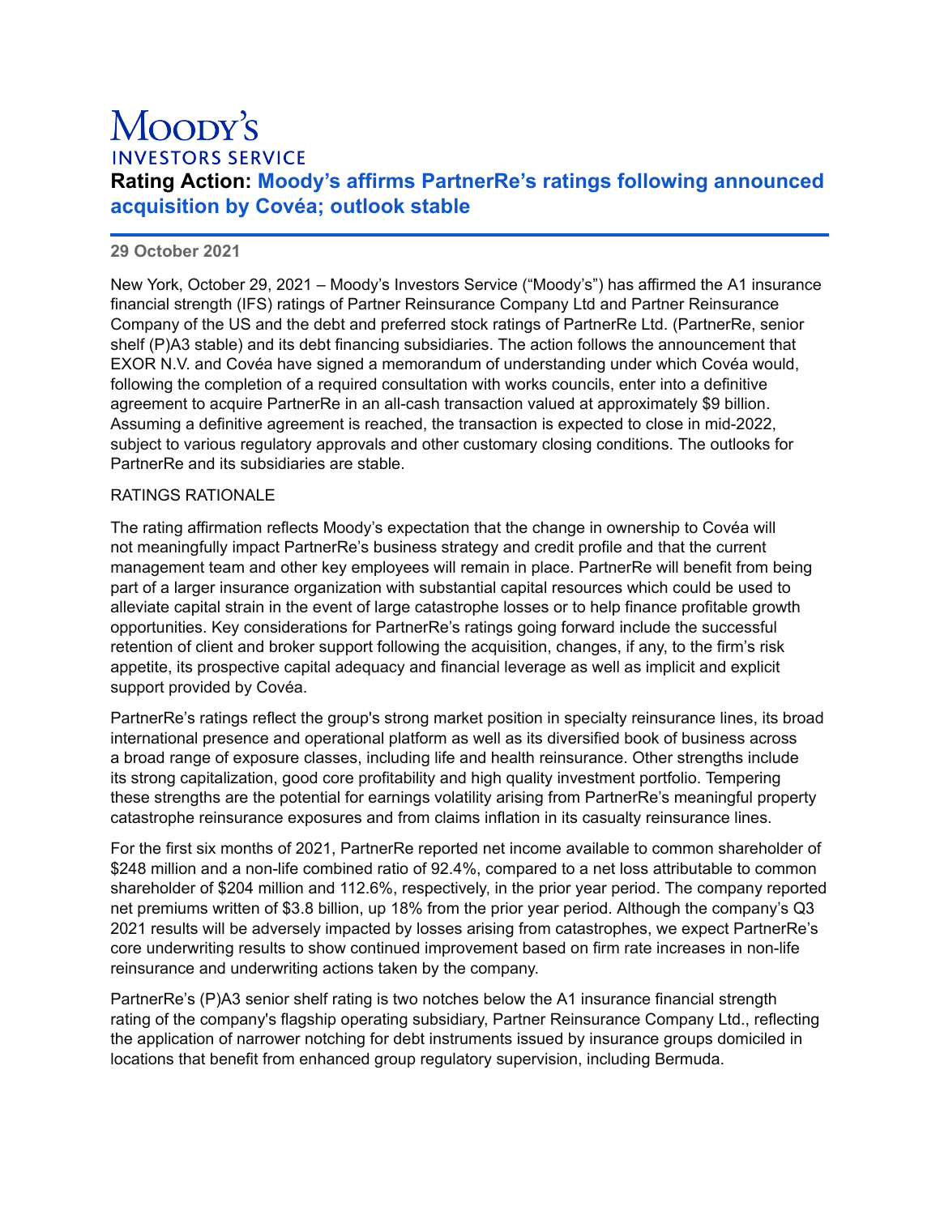# Moody's INVESTORS SERVICE

## Rating Action: Moody's affirms PartnerRe's ratings following announced acquisition by Covéa; outlook stable

**29 October 2021**

New York, October 29, 2021 – Moody's Investors Service ("Moody's") has affirmed the A1 insurance financial strength (IFS) ratings of Partner Reinsurance Company Ltd and Partner Reinsurance Company of the US and the debt and preferred stock ratings of PartnerRe Ltd. (PartnerRe, senior shelf (P)A3 stable) and its debt financing subsidiaries. The action follows the announcement that EXOR N.V. and Covéa have signed a memorandum of understanding under which Covéa would, following the completion of a required consultation with works councils, enter into a definitive agreement to acquire PartnerRe in an all-cash transaction valued at approximately $9 billion. Assuming a definitive agreement is reached, the transaction is expected to close in mid-2022, subject to various regulatory approvals and other customary closing conditions. The outlooks for PartnerRe and its subsidiaries are stable.

RATINGS RATIONALE

The rating affirmation reflects Moody's expectation that the change in ownership to Covéa will not meaningfully impact PartnerRe's business strategy and credit profile and that the current management team and other key employees will remain in place. PartnerRe will benefit from being part of a larger insurance organization with substantial capital resources which could be used to alleviate capital strain in the event of large catastrophe losses or to help finance profitable growth opportunities. Key considerations for PartnerRe's ratings going forward include the successful retention of client and broker support following the acquisition, changes, if any, to the firm's risk appetite, its prospective capital adequacy and financial leverage as well as implicit and explicit support provided by Covéa.

PartnerRe's ratings reflect the group's strong market position in specialty reinsurance lines, its broad international presence and operational platform as well as its diversified book of business across a broad range of exposure classes, including life and health reinsurance. Other strengths include its strong capitalization, good core profitability and high quality investment portfolio. Tempering these strengths are the potential for earnings volatility arising from PartnerRe's meaningful property catastrophe reinsurance exposures and from claims inflation in its casualty reinsurance lines.

For the first six months of 2021, PartnerRe reported net income available to common shareholder of $248 million and a non-life combined ratio of 92.4%, compared to a net loss attributable to common shareholder of $204 million and 112.6%, respectively, in the prior year period. The company reported net premiums written of $3.8 billion, up 18% from the prior year period. Although the company's Q3 2021 results will be adversely impacted by losses arising from catastrophes, we expect PartnerRe's core underwriting results to show continued improvement based on firm rate increases in non-life reinsurance and underwriting actions taken by the company.

PartnerRe's (P)A3 senior shelf rating is two notches below the A1 insurance financial strength rating of the company's flagship operating subsidiary, Partner Reinsurance Company Ltd., reflecting the application of narrower notching for debt instruments issued by insurance groups domiciled in locations that benefit from enhanced group regulatory supervision, including Bermuda.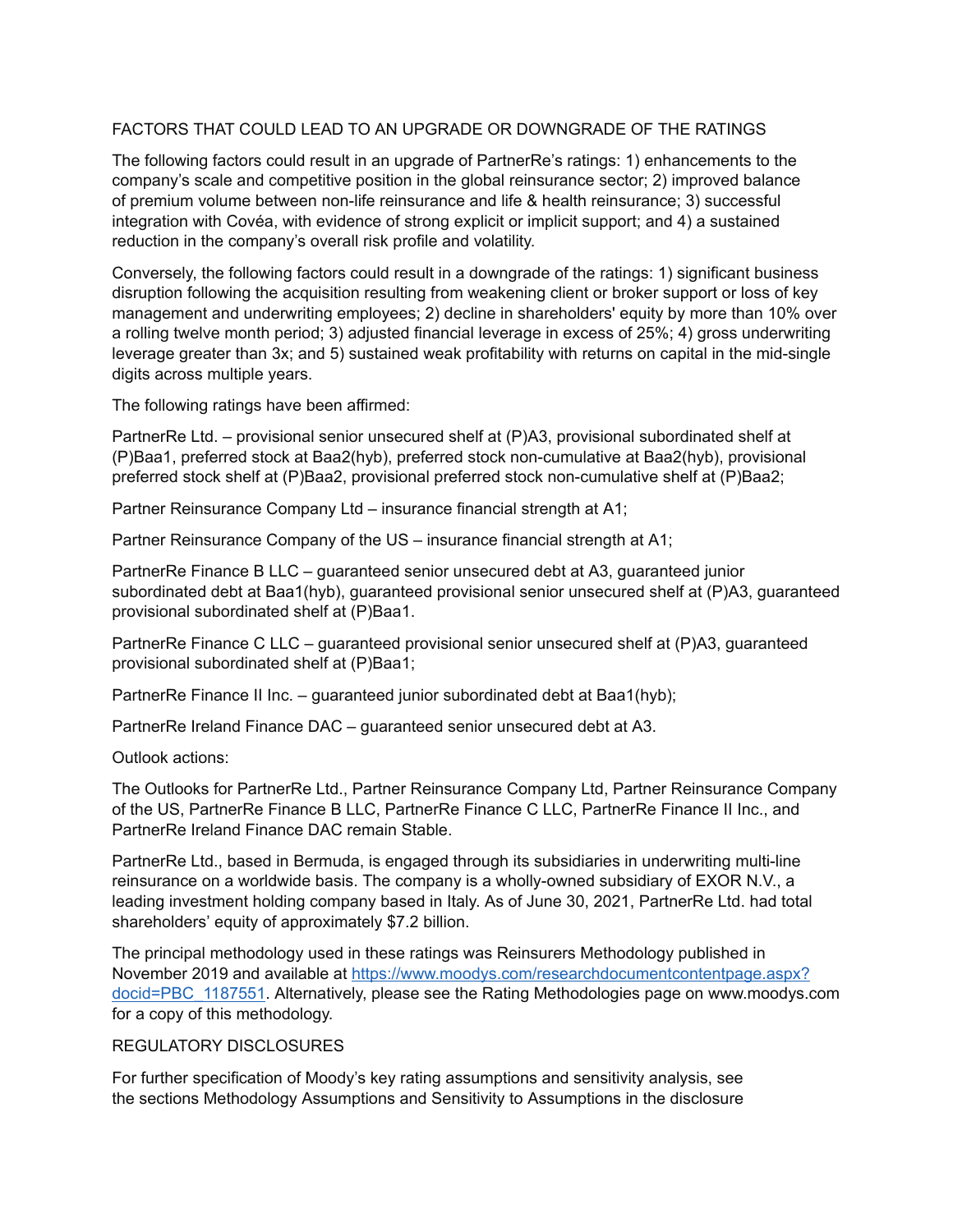FACTORS THAT COULD LEAD TO AN UPGRADE OR DOWNGRADE OF THE RATINGS

The following factors could result in an upgrade of PartnerRe's ratings: 1) enhancements to the company's scale and competitive position in the global reinsurance sector; 2) improved balance of premium volume between non-life reinsurance and life & health reinsurance; 3) successful integration with Covéa, with evidence of strong explicit or implicit support; and 4) a sustained reduction in the company's overall risk profile and volatility.

Conversely, the following factors could result in a downgrade of the ratings: 1) significant business disruption following the acquisition resulting from weakening client or broker support or loss of key management and underwriting employees; 2) decline in shareholders' equity by more than 10% over a rolling twelve month period; 3) adjusted financial leverage in excess of 25%; 4) gross underwriting leverage greater than 3x; and 5) sustained weak profitability with returns on capital in the mid-single digits across multiple years.

The following ratings have been affirmed:

PartnerRe Ltd. – provisional senior unsecured shelf at (P)A3, provisional subordinated shelf at (P)Baa1, preferred stock at Baa2(hyb), preferred stock non-cumulative at Baa2(hyb), provisional preferred stock shelf at (P)Baa2, provisional preferred stock non-cumulative shelf at (P)Baa2;

Partner Reinsurance Company Ltd – insurance financial strength at A1;

Partner Reinsurance Company of the US – insurance financial strength at A1;

PartnerRe Finance B LLC – guaranteed senior unsecured debt at A3, guaranteed junior subordinated debt at Baa1(hyb), guaranteed provisional senior unsecured shelf at (P)A3, guaranteed provisional subordinated shelf at (P)Baa1.

PartnerRe Finance C LLC – guaranteed provisional senior unsecured shelf at (P)A3, guaranteed provisional subordinated shelf at (P)Baa1;

PartnerRe Finance II Inc. – guaranteed junior subordinated debt at Baa1(hyb);

PartnerRe Ireland Finance DAC – guaranteed senior unsecured debt at A3.

Outlook actions:

The Outlooks for PartnerRe Ltd., Partner Reinsurance Company Ltd, Partner Reinsurance Company of the US, PartnerRe Finance B LLC, PartnerRe Finance C LLC, PartnerRe Finance II Inc., and PartnerRe Ireland Finance DAC remain Stable.

PartnerRe Ltd., based in Bermuda, is engaged through its subsidiaries in underwriting multi-line reinsurance on a worldwide basis. The company is a wholly-owned subsidiary of EXOR N.V., a leading investment holding company based in Italy. As of June 30, 2021, PartnerRe Ltd. had total shareholders' equity of approximately $7.2 billion.

The principal methodology used in these ratings was Reinsurers Methodology published in November 2019 and available at [https://www.moodys.com/researchdocumentcontentpage.aspx?docid=PBC_1187551](https://www.moodys.com/researchdocumentcontentpage.aspx?docid=PBC_1187551). Alternatively, please see the Rating Methodologies page on www.moodys.com for a copy of this methodology.

REGULATORY DISCLOSURES

For further specification of Moody's key rating assumptions and sensitivity analysis, see the sections Methodology Assumptions and Sensitivity to Assumptions in the disclosure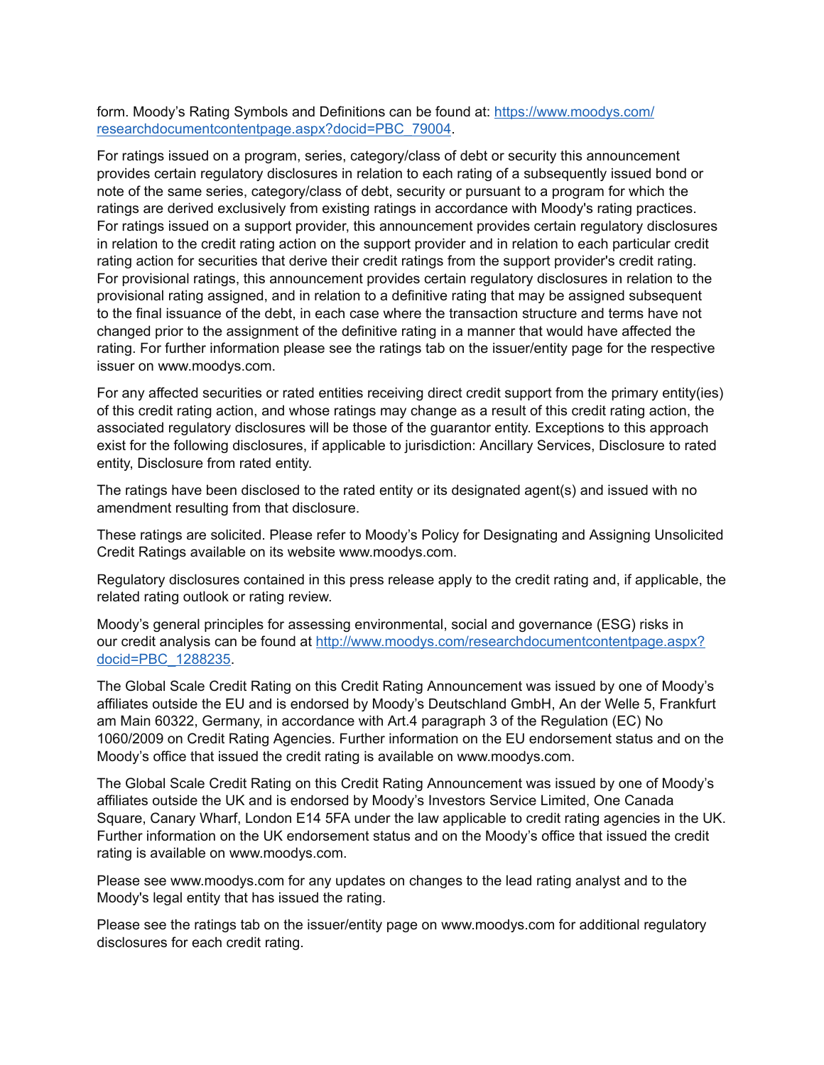form. Moody's Rating Symbols and Definitions can be found at: [https://www.moodys.com/researchdocumentcontentpage.aspx?docid=PBC_79004](https://www.moodys.com/researchdocumentcontentpage.aspx?docid=PBC_79004).

For ratings issued on a program, series, category/class of debt or security this announcement provides certain regulatory disclosures in relation to each rating of a subsequently issued bond or note of the same series, category/class of debt, security or pursuant to a program for which the ratings are derived exclusively from existing ratings in accordance with Moody's rating practices. For ratings issued on a support provider, this announcement provides certain regulatory disclosures in relation to the credit rating action on the support provider and in relation to each particular credit rating action for securities that derive their credit ratings from the support provider's credit rating. For provisional ratings, this announcement provides certain regulatory disclosures in relation to the provisional rating assigned, and in relation to a definitive rating that may be assigned subsequent to the final issuance of the debt, in each case where the transaction structure and terms have not changed prior to the assignment of the definitive rating in a manner that would have affected the rating. For further information please see the ratings tab on the issuer/entity page for the respective issuer on www.moodys.com.

For any affected securities or rated entities receiving direct credit support from the primary entity(ies) of this credit rating action, and whose ratings may change as a result of this credit rating action, the associated regulatory disclosures will be those of the guarantor entity. Exceptions to this approach exist for the following disclosures, if applicable to jurisdiction: Ancillary Services, Disclosure to rated entity, Disclosure from rated entity.

The ratings have been disclosed to the rated entity or its designated agent(s) and issued with no amendment resulting from that disclosure.

These ratings are solicited. Please refer to Moody's Policy for Designating and Assigning Unsolicited Credit Ratings available on its website www.moodys.com.

Regulatory disclosures contained in this press release apply to the credit rating and, if applicable, the related rating outlook or rating review.

Moody's general principles for assessing environmental, social and governance (ESG) risks in our credit analysis can be found at [http://www.moodys.com/researchdocumentcontentpage.aspx?docid=PBC_1288235](http://www.moodys.com/researchdocumentcontentpage.aspx?docid=PBC_1288235).

The Global Scale Credit Rating on this Credit Rating Announcement was issued by one of Moody's affiliates outside the EU and is endorsed by Moody's Deutschland GmbH, An der Welle 5, Frankfurt am Main 60322, Germany, in accordance with Art.4 paragraph 3 of the Regulation (EC) No 1060/2009 on Credit Rating Agencies. Further information on the EU endorsement status and on the Moody's office that issued the credit rating is available on www.moodys.com.

The Global Scale Credit Rating on this Credit Rating Announcement was issued by one of Moody's affiliates outside the UK and is endorsed by Moody's Investors Service Limited, One Canada Square, Canary Wharf, London E14 5FA under the law applicable to credit rating agencies in the UK. Further information on the UK endorsement status and on the Moody's office that issued the credit rating is available on www.moodys.com.

Please see www.moodys.com for any updates on changes to the lead rating analyst and to the Moody's legal entity that has issued the rating.

Please see the ratings tab on the issuer/entity page on www.moodys.com for additional regulatory disclosures for each credit rating.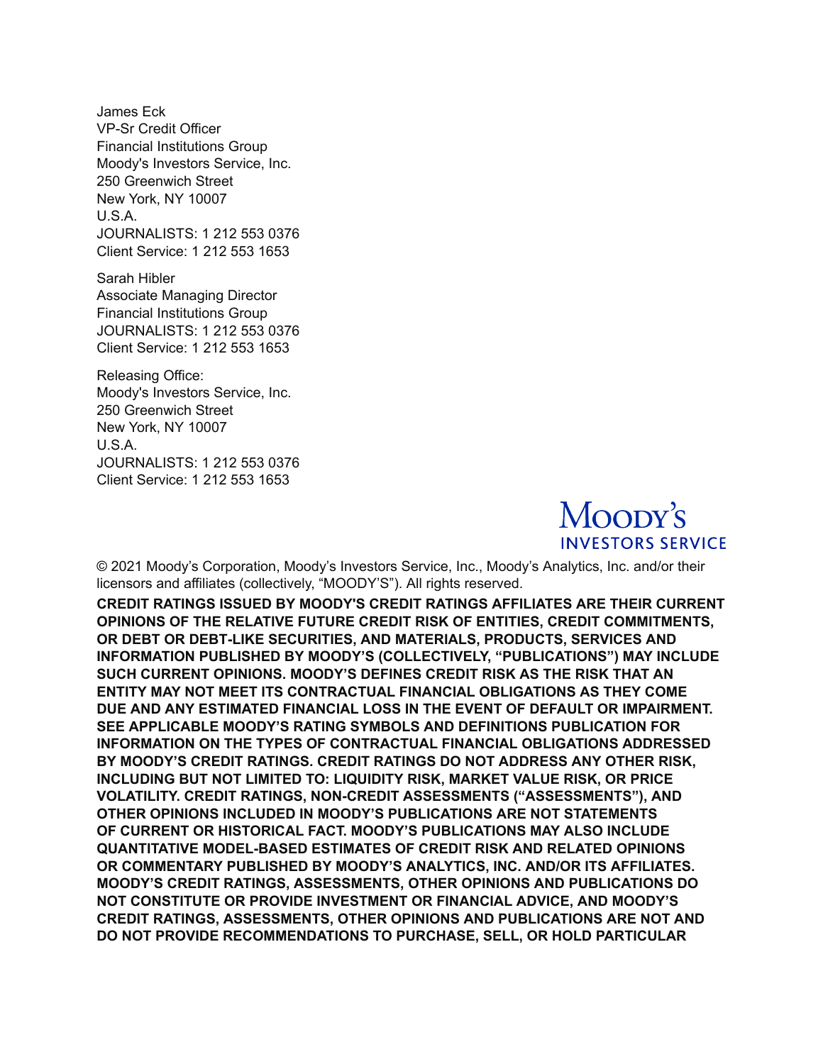James Eck
VP-Sr Credit Officer
Financial Institutions Group
Moody's Investors Service, Inc.
250 Greenwich Street
New York, NY 10007
U.S.A.
JOURNALISTS: 1 212 553 0376
Client Service: 1 212 553 1653

Sarah Hibler
Associate Managing Director
Financial Institutions Group
JOURNALISTS: 1 212 553 0376
Client Service: 1 212 553 1653

Releasing Office:
Moody's Investors Service, Inc.
250 Greenwich Street
New York, NY 10007
U.S.A.
JOURNALISTS: 1 212 553 0376
Client Service: 1 212 553 1653

Moody's
INVESTORS SERVICE

© 2021 Moody's Corporation, Moody's Investors Service, Inc., Moody's Analytics, Inc. and/or their licensors and affiliates (collectively, "MOODY'S"). All rights reserved.

**CREDIT RATINGS ISSUED BY MOODY'S CREDIT RATINGS AFFILIATES ARE THEIR CURRENT OPINIONS OF THE RELATIVE FUTURE CREDIT RISK OF ENTITIES, CREDIT COMMITMENTS, OR DEBT OR DEBT-LIKE SECURITIES, AND MATERIALS, PRODUCTS, SERVICES AND INFORMATION PUBLISHED BY MOODY'S (COLLECTIVELY, "PUBLICATIONS") MAY INCLUDE SUCH CURRENT OPINIONS. MOODY'S DEFINES CREDIT RISK AS THE RISK THAT AN ENTITY MAY NOT MEET ITS CONTRACTUAL FINANCIAL OBLIGATIONS AS THEY COME DUE AND ANY ESTIMATED FINANCIAL LOSS IN THE EVENT OF DEFAULT OR IMPAIRMENT. SEE APPLICABLE MOODY'S RATING SYMBOLS AND DEFINITIONS PUBLICATION FOR INFORMATION ON THE TYPES OF CONTRACTUAL FINANCIAL OBLIGATIONS ADDRESSED BY MOODY'S CREDIT RATINGS. CREDIT RATINGS DO NOT ADDRESS ANY OTHER RISK, INCLUDING BUT NOT LIMITED TO: LIQUIDITY RISK, MARKET VALUE RISK, OR PRICE VOLATILITY. CREDIT RATINGS, NON-CREDIT ASSESSMENTS ("ASSESSMENTS"), AND OTHER OPINIONS INCLUDED IN MOODY'S PUBLICATIONS ARE NOT STATEMENTS OF CURRENT OR HISTORICAL FACT. MOODY'S PUBLICATIONS MAY ALSO INCLUDE QUANTITATIVE MODEL-BASED ESTIMATES OF CREDIT RISK AND RELATED OPINIONS OR COMMENTARY PUBLISHED BY MOODY'S ANALYTICS, INC. AND/OR ITS AFFILIATES. MOODY'S CREDIT RATINGS, ASSESSMENTS, OTHER OPINIONS AND PUBLICATIONS DO NOT CONSTITUTE OR PROVIDE INVESTMENT OR FINANCIAL ADVICE, AND MOODY'S CREDIT RATINGS, ASSESSMENTS, OTHER OPINIONS AND PUBLICATIONS ARE NOT AND DO NOT PROVIDE RECOMMENDATIONS TO PURCHASE, SELL, OR HOLD PARTICULAR**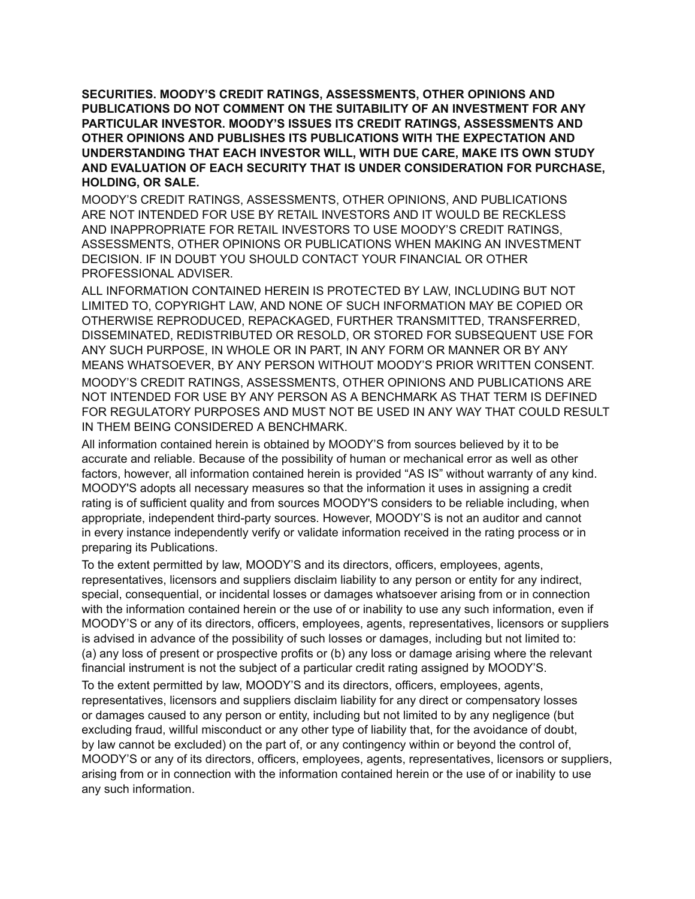**SECURITIES. MOODY'S CREDIT RATINGS, ASSESSMENTS, OTHER OPINIONS AND PUBLICATIONS DO NOT COMMENT ON THE SUITABILITY OF AN INVESTMENT FOR ANY PARTICULAR INVESTOR. MOODY'S ISSUES ITS CREDIT RATINGS, ASSESSMENTS AND OTHER OPINIONS AND PUBLISHES ITS PUBLICATIONS WITH THE EXPECTATION AND UNDERSTANDING THAT EACH INVESTOR WILL, WITH DUE CARE, MAKE ITS OWN STUDY AND EVALUATION OF EACH SECURITY THAT IS UNDER CONSIDERATION FOR PURCHASE, HOLDING, OR SALE.**

MOODY'S CREDIT RATINGS, ASSESSMENTS, OTHER OPINIONS, AND PUBLICATIONS ARE NOT INTENDED FOR USE BY RETAIL INVESTORS AND IT WOULD BE RECKLESS AND INAPPROPRIATE FOR RETAIL INVESTORS TO USE MOODY'S CREDIT RATINGS, ASSESSMENTS, OTHER OPINIONS OR PUBLICATIONS WHEN MAKING AN INVESTMENT DECISION. IF IN DOUBT YOU SHOULD CONTACT YOUR FINANCIAL OR OTHER PROFESSIONAL ADVISER.

ALL INFORMATION CONTAINED HEREIN IS PROTECTED BY LAW, INCLUDING BUT NOT LIMITED TO, COPYRIGHT LAW, AND NONE OF SUCH INFORMATION MAY BE COPIED OR OTHERWISE REPRODUCED, REPACKAGED, FURTHER TRANSMITTED, TRANSFERRED, DISSEMINATED, REDISTRIBUTED OR RESOLD, OR STORED FOR SUBSEQUENT USE FOR ANY SUCH PURPOSE, IN WHOLE OR IN PART, IN ANY FORM OR MANNER OR BY ANY MEANS WHATSOEVER, BY ANY PERSON WITHOUT MOODY'S PRIOR WRITTEN CONSENT.

MOODY'S CREDIT RATINGS, ASSESSMENTS, OTHER OPINIONS AND PUBLICATIONS ARE NOT INTENDED FOR USE BY ANY PERSON AS A BENCHMARK AS THAT TERM IS DEFINED FOR REGULATORY PURPOSES AND MUST NOT BE USED IN ANY WAY THAT COULD RESULT IN THEM BEING CONSIDERED A BENCHMARK.

All information contained herein is obtained by MOODY'S from sources believed by it to be accurate and reliable. Because of the possibility of human or mechanical error as well as other factors, however, all information contained herein is provided "AS IS" without warranty of any kind. MOODY'S adopts all necessary measures so that the information it uses in assigning a credit rating is of sufficient quality and from sources MOODY'S considers to be reliable including, when appropriate, independent third-party sources. However, MOODY'S is not an auditor and cannot in every instance independently verify or validate information received in the rating process or in preparing its Publications.

To the extent permitted by law, MOODY'S and its directors, officers, employees, agents, representatives, licensors and suppliers disclaim liability to any person or entity for any indirect, special, consequential, or incidental losses or damages whatsoever arising from or in connection with the information contained herein or the use of or inability to use any such information, even if MOODY'S or any of its directors, officers, employees, agents, representatives, licensors or suppliers is advised in advance of the possibility of such losses or damages, including but not limited to: (a) any loss of present or prospective profits or (b) any loss or damage arising where the relevant financial instrument is not the subject of a particular credit rating assigned by MOODY'S.

To the extent permitted by law, MOODY'S and its directors, officers, employees, agents, representatives, licensors and suppliers disclaim liability for any direct or compensatory losses or damages caused to any person or entity, including but not limited to by any negligence (but excluding fraud, willful misconduct or any other type of liability that, for the avoidance of doubt, by law cannot be excluded) on the part of, or any contingency within or beyond the control of, MOODY'S or any of its directors, officers, employees, agents, representatives, licensors or suppliers, arising from or in connection with the information contained herein or the use of or inability to use any such information.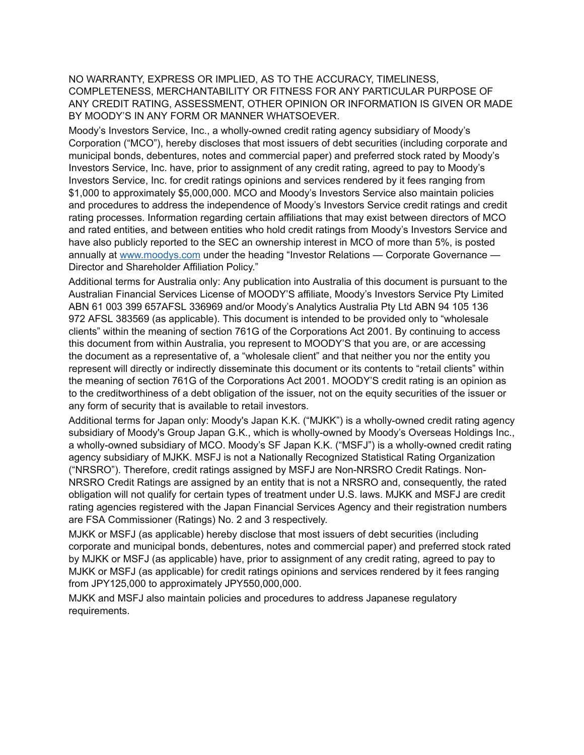NO WARRANTY, EXPRESS OR IMPLIED, AS TO THE ACCURACY, TIMELINESS, COMPLETENESS, MERCHANTABILITY OR FITNESS FOR ANY PARTICULAR PURPOSE OF ANY CREDIT RATING, ASSESSMENT, OTHER OPINION OR INFORMATION IS GIVEN OR MADE BY MOODY'S IN ANY FORM OR MANNER WHATSOEVER.

Moody's Investors Service, Inc., a wholly-owned credit rating agency subsidiary of Moody's Corporation ("MCO"), hereby discloses that most issuers of debt securities (including corporate and municipal bonds, debentures, notes and commercial paper) and preferred stock rated by Moody's Investors Service, Inc. have, prior to assignment of any credit rating, agreed to pay to Moody's Investors Service, Inc. for credit ratings opinions and services rendered by it fees ranging from $1,000 to approximately $5,000,000. MCO and Moody's Investors Service also maintain policies and procedures to address the independence of Moody's Investors Service credit ratings and credit rating processes. Information regarding certain affiliations that may exist between directors of MCO and rated entities, and between entities who hold credit ratings from Moody's Investors Service and have also publicly reported to the SEC an ownership interest in MCO of more than 5%, is posted annually at [www.moodys.com](http://www.moodys.com) under the heading "Investor Relations — Corporate Governance — Director and Shareholder Affiliation Policy."

Additional terms for Australia only: Any publication into Australia of this document is pursuant to the Australian Financial Services License of MOODY'S affiliate, Moody's Investors Service Pty Limited ABN 61 003 399 657AFSL 336969 and/or Moody's Analytics Australia Pty Ltd ABN 94 105 136 972 AFSL 383569 (as applicable). This document is intended to be provided only to "wholesale clients" within the meaning of section 761G of the Corporations Act 2001. By continuing to access this document from within Australia, you represent to MOODY'S that you are, or are accessing the document as a representative of, a "wholesale client" and that neither you nor the entity you represent will directly or indirectly disseminate this document or its contents to "retail clients" within the meaning of section 761G of the Corporations Act 2001. MOODY'S credit rating is an opinion as to the creditworthiness of a debt obligation of the issuer, not on the equity securities of the issuer or any form of security that is available to retail investors.

Additional terms for Japan only: Moody's Japan K.K. ("MJKK") is a wholly-owned credit rating agency subsidiary of Moody's Group Japan G.K., which is wholly-owned by Moody's Overseas Holdings Inc., a wholly-owned subsidiary of MCO. Moody's SF Japan K.K. ("MSFJ") is a wholly-owned credit rating agency subsidiary of MJKK. MSFJ is not a Nationally Recognized Statistical Rating Organization ("NRSRO"). Therefore, credit ratings assigned by MSFJ are Non-NRSRO Credit Ratings. Non-NRSRO Credit Ratings are assigned by an entity that is not a NRSRO and, consequently, the rated obligation will not qualify for certain types of treatment under U.S. laws. MJKK and MSFJ are credit rating agencies registered with the Japan Financial Services Agency and their registration numbers are FSA Commissioner (Ratings) No. 2 and 3 respectively.

MJKK or MSFJ (as applicable) hereby disclose that most issuers of debt securities (including corporate and municipal bonds, debentures, notes and commercial paper) and preferred stock rated by MJKK or MSFJ (as applicable) have, prior to assignment of any credit rating, agreed to pay to MJKK or MSFJ (as applicable) for credit ratings opinions and services rendered by it fees ranging from JPY125,000 to approximately JPY550,000,000.

MJKK and MSFJ also maintain policies and procedures to address Japanese regulatory requirements.